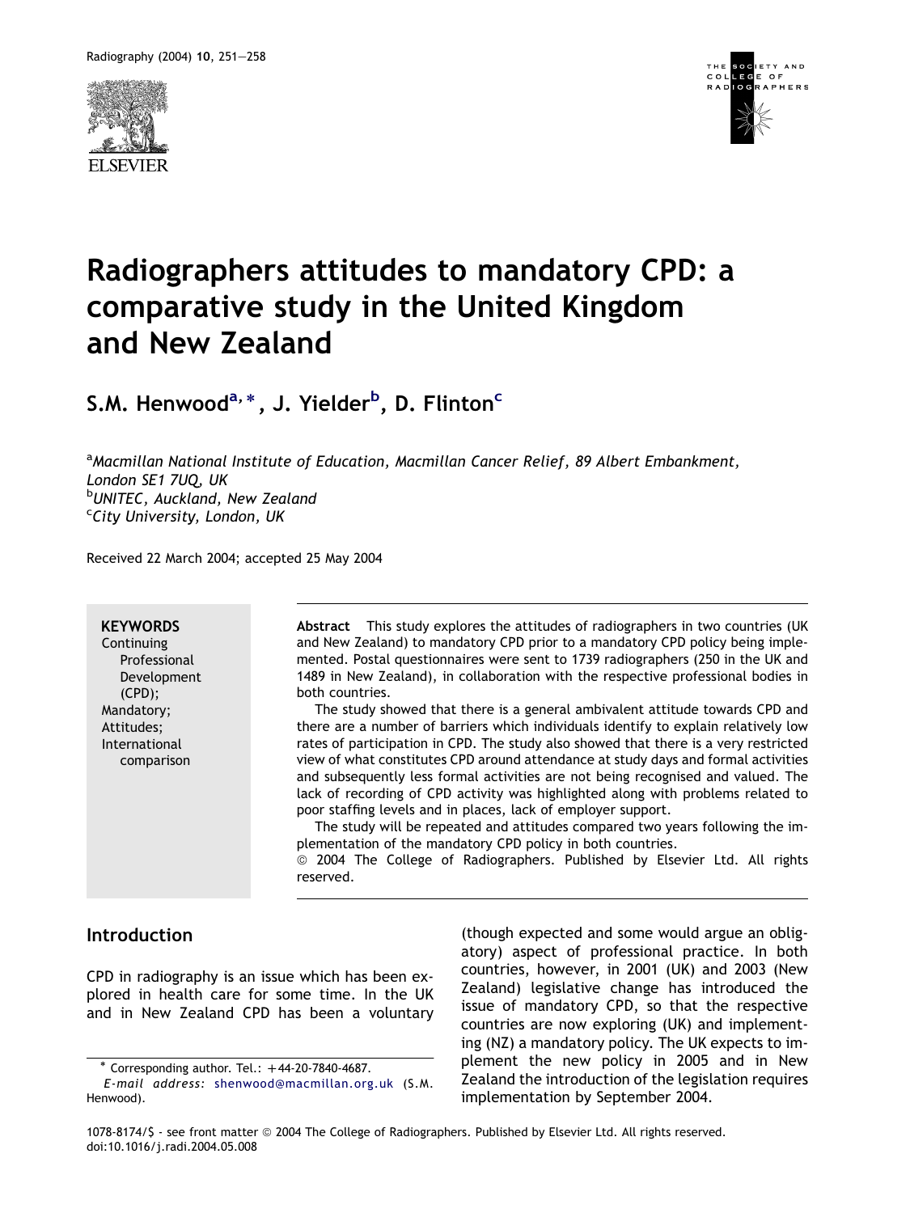# Radiographers attitudes to mandatory CPD: a comparative study in the United Kingdom and New Zealand

**S.M. Henwood[a,*], J. Yielder[b], D. Flinton[c]**

[a] *Macmillan National Institute of Education, Macmillan Cancer Relief, 89 Albert Embankment, London SE1 7UQ, UK*
[b] *UNITEC, Auckland, New Zealand*
[c] *City University, London, UK*

Received 22 March 2004; accepted 25 May 2004

**KEYWORDS**
Continuing Professional Development (CPD);
Mandatory;
Attitudes;
International comparison

**Abstract** This study explores the attitudes of radiographers in two countries (UK and New Zealand) to mandatory CPD prior to a mandatory CPD policy being implemented. Postal questionnaires were sent to 1739 radiographers (250 in the UK and 1489 in New Zealand), in collaboration with the respective professional bodies in both countries.

The study showed that there is a general ambivalent attitude towards CPD and there are a number of barriers which individuals identify to explain relatively low rates of participation in CPD. The study also showed that there is a very restricted view of what constitutes CPD around attendance at study days and formal activities and subsequently less formal activities are not being recognised and valued. The lack of recording of CPD activity was highlighted along with problems related to poor staffing levels and in places, lack of employer support.

The study will be repeated and attitudes compared two years following the implementation of the mandatory CPD policy in both countries.

© 2004 The College of Radiographers. Published by Elsevier Ltd. All rights reserved.

## Introduction

CPD in radiography is an issue which has been explored in health care for some time. In the UK and in New Zealand CPD has been a voluntary (though expected and some would argue an obligatory) aspect of professional practice. In both countries, however, in 2001 (UK) and 2003 (New Zealand) legislative change has introduced the issue of mandatory CPD, so that the respective countries are now exploring (UK) and implementing (NZ) a mandatory policy. The UK expects to implement the new policy in 2005 and in New Zealand the introduction of the legislation requires implementation by September 2004.

* Corresponding author. Tel.: +44-20-7840-4687.
*E-mail address:* shenwood@macmillan.org.uk (S.M. Henwood).

1078-8174/$ - see front matter © 2004 The College of Radiographers. Published by Elsevier Ltd. All rights reserved.
doi:10.1016/j.radi.2004.05.008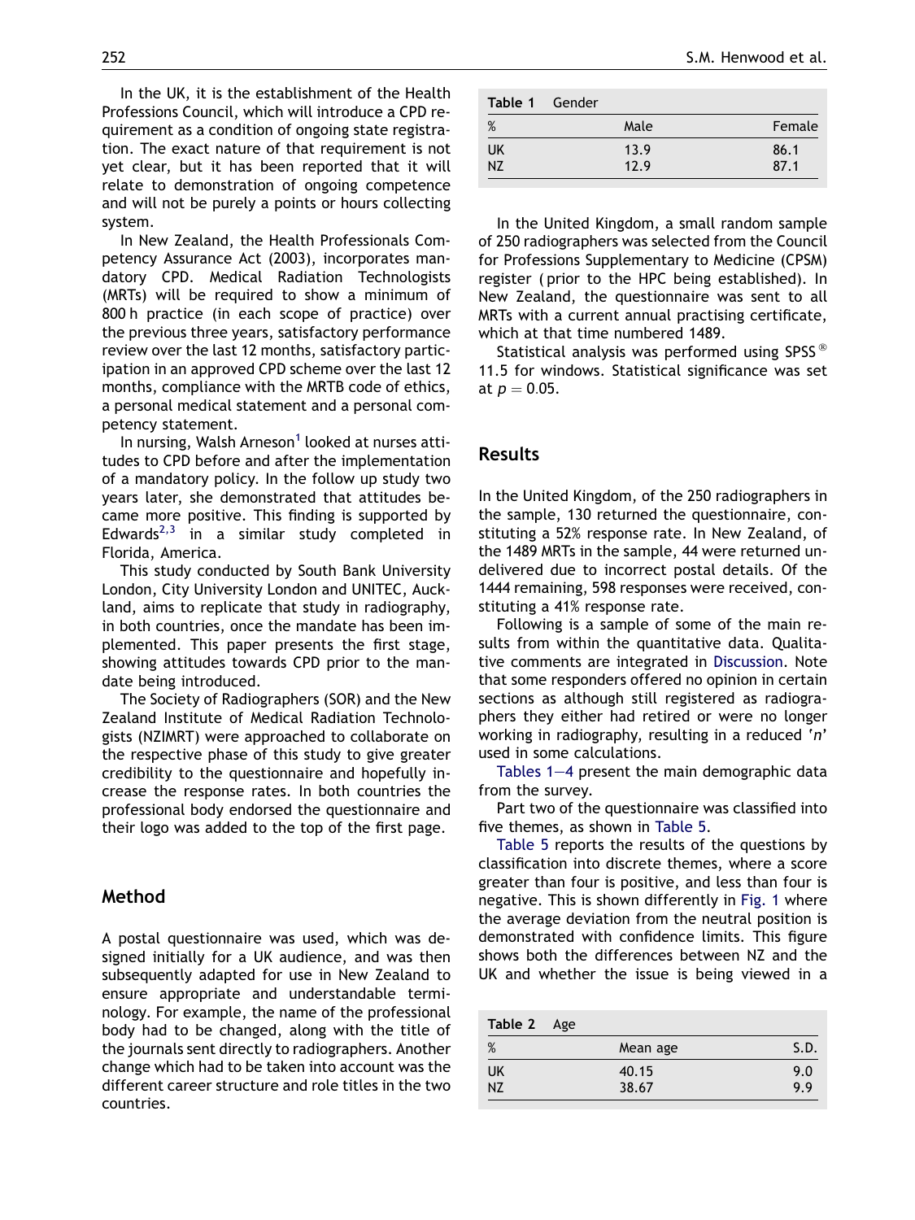In the UK, it is the establishment of the Health Professions Council, which will introduce a CPD requirement as a condition of ongoing state registration. The exact nature of that requirement is not yet clear, but it has been reported that it will relate to demonstration of ongoing competence and will not be purely a points or hours collecting system.

In New Zealand, the Health Professionals Competency Assurance Act (2003), incorporates mandatory CPD. Medical Radiation Technologists (MRTs) will be required to show a minimum of 800 h practice (in each scope of practice) over the previous three years, satisfactory performance review over the last 12 months, satisfactory participation in an approved CPD scheme over the last 12 months, compliance with the MRTB code of ethics, a personal medical statement and a personal competency statement.

In nursing, Walsh Arneson[1] looked at nurses attitudes to CPD before and after the implementation of a mandatory policy. In the follow up study two years later, she demonstrated that attitudes became more positive. This finding is supported by Edwards[2,3] in a similar study completed in Florida, America.

This study conducted by South Bank University London, City University London and UNITEC, Auckland, aims to replicate that study in radiography, in both countries, once the mandate has been implemented. This paper presents the first stage, showing attitudes towards CPD prior to the mandate being introduced.

The Society of Radiographers (SOR) and the New Zealand Institute of Medical Radiation Technologists (NZIMRT) were approached to collaborate on the respective phase of this study to give greater credibility to the questionnaire and hopefully increase the response rates. In both countries the professional body endorsed the questionnaire and their logo was added to the top of the first page.

## Method

A postal questionnaire was used, which was designed initially for a UK audience, and was then subsequently adapted for use in New Zealand to ensure appropriate and understandable terminology. For example, the name of the professional body had to be changed, along with the title of the journals sent directly to radiographers. Another change which had to be taken into account was the different career structure and role titles in the two countries.

**Table 1** Gender

| % | Male | Female |
|---|---|---|
| UK | 13.9 | 86.1 |
| NZ | 12.9 | 87.1 |

In the United Kingdom, a small random sample of 250 radiographers was selected from the Council for Professions Supplementary to Medicine (CPSM) register (prior to the HPC being established). In New Zealand, the questionnaire was sent to all MRTs with a current annual practising certificate, which at that time numbered 1489.

Statistical analysis was performed using SPSS® 11.5 for windows. Statistical significance was set at $p = 0.05$.

## Results

In the United Kingdom, of the 250 radiographers in the sample, 130 returned the questionnaire, constituting a 52% response rate. In New Zealand, of the 1489 MRTs in the sample, 44 were returned undelivered due to incorrect postal details. Of the 1444 remaining, 598 responses were received, constituting a 41% response rate.

Following is a sample of some of the main results from within the quantitative data. Qualitative comments are integrated in Discussion. Note that some responders offered no opinion in certain sections as although still registered as radiographers they either had retired or were no longer working in radiography, resulting in a reduced '*n*' used in some calculations.

Tables 1–4 present the main demographic data from the survey.

Part two of the questionnaire was classified into five themes, as shown in Table 5.

Table 5 reports the results of the questions by classification into discrete themes, where a score greater than four is positive, and less than four is negative. This is shown differently in Fig. 1 where the average deviation from the neutral position is demonstrated with confidence limits. This figure shows both the differences between NZ and the UK and whether the issue is being viewed in a

**Table 2** Age

| % | Mean age | S.D. |
|---|---|---|
| UK | 40.15 | 9.0 |
| NZ | 38.67 | 9.9 |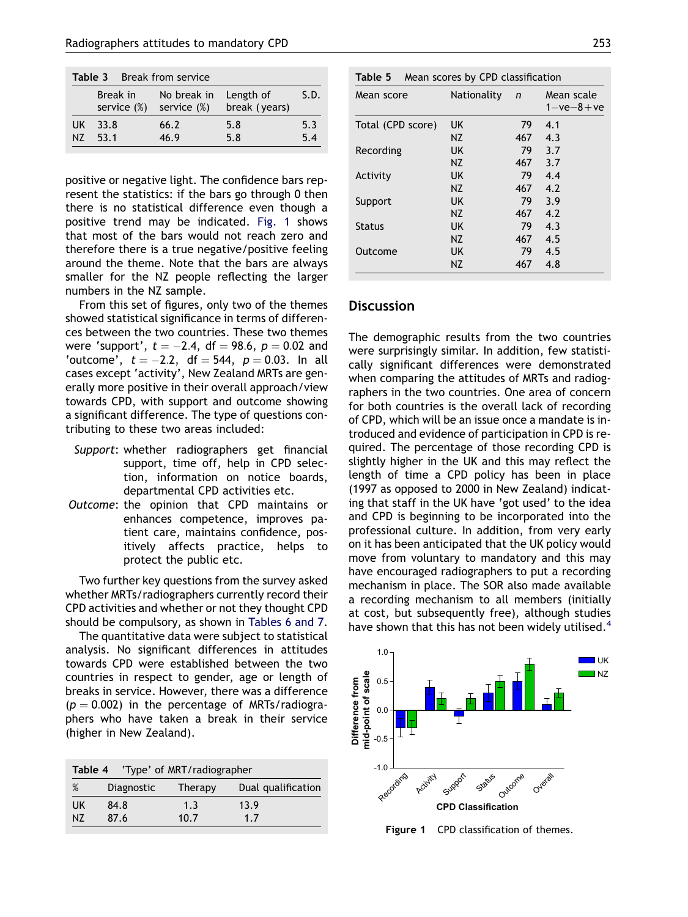**Table 3** Break from service

| | Break in service (%) | No break in service (%) | Length of break (years) | S.D. |
|---|---|---|---|---|
| UK | 33.8 | 66.2 | 5.8 | 5.3 |
| NZ | 53.1 | 46.9 | 5.8 | 5.4 |

positive or negative light. The confidence bars represent the statistics: if the bars go through 0 then there is no statistical difference even though a positive trend may be indicated. Fig. 1 shows that most of the bars would not reach zero and therefore there is a true negative/positive feeling around the theme. Note that the bars are always smaller for the NZ people reflecting the larger numbers in the NZ sample.

From this set of figures, only two of the themes showed statistical significance in terms of differences between the two countries. These two themes were 'support', $t = -2.4$, df $= 98.6$, $p = 0.02$ and 'outcome', $t = -2.2$, df $= 544$, $p = 0.03$. In all cases except 'activity', New Zealand MRTs are generally more positive in their overall approach/view towards CPD, with support and outcome showing a significant difference. The type of questions contributing to these two areas included:

- *Support*: whether radiographers get financial support, time off, help in CPD selection, information on notice boards, departmental CPD activities etc.
- *Outcome*: the opinion that CPD maintains or enhances competence, improves patient care, maintains confidence, positively affects practice, helps to protect the public etc.

Two further key questions from the survey asked whether MRTs/radiographers currently record their CPD activities and whether or not they thought CPD should be compulsory, as shown in Tables 6 and 7.

The quantitative data were subject to statistical analysis. No significant differences in attitudes towards CPD were established between the two countries in respect to gender, age or length of breaks in service. However, there was a difference ($p = 0.002$) in the percentage of MRTs/radiographers who have taken a break in their service (higher in New Zealand).

**Table 4** 'Type' of MRT/radiographer

| % | Diagnostic | Therapy | Dual qualification |
|---|---|---|---|
| UK | 84.8 | 1.3 | 13.9 |
| NZ | 87.6 | 10.7 | 1.7 |

**Table 5** Mean scores by CPD classification

| Mean score | Nationality | n | Mean scale 1−ve−8+ve |
|---|---|---|---|
| Total (CPD score) | UK | 79 | 4.1 |
| | NZ | 467 | 4.3 |
| Recording | UK | 79 | 3.7 |
| | NZ | 467 | 3.7 |
| Activity | UK | 79 | 4.4 |
| | NZ | 467 | 4.2 |
| Support | UK | 79 | 3.9 |
| | NZ | 467 | 4.2 |
| Status | UK | 79 | 4.3 |
| | NZ | 467 | 4.5 |
| Outcome | UK | 79 | 4.5 |
| | NZ | 467 | 4.8 |

## Discussion

The demographic results from the two countries were surprisingly similar. In addition, few statistically significant differences were demonstrated when comparing the attitudes of MRTs and radiographers in the two countries. One area of concern for both countries is the overall lack of recording of CPD, which will be an issue once a mandate is introduced and evidence of participation in CPD is required. The percentage of those recording CPD is slightly higher in the UK and this may reflect the length of time a CPD policy has been in place (1997 as opposed to 2000 in New Zealand) indicating that staff in the UK have 'got used' to the idea and CPD is beginning to be incorporated into the professional culture. In addition, from very early on it has been anticipated that the UK policy would move from voluntary to mandatory and this may have encouraged radiographers to put a recording mechanism in place. The SOR also made available a recording mechanism to all members (initially at cost, but subsequently free), although studies have shown that this has not been widely utilised.[4]

**Figure 1** CPD classification of themes.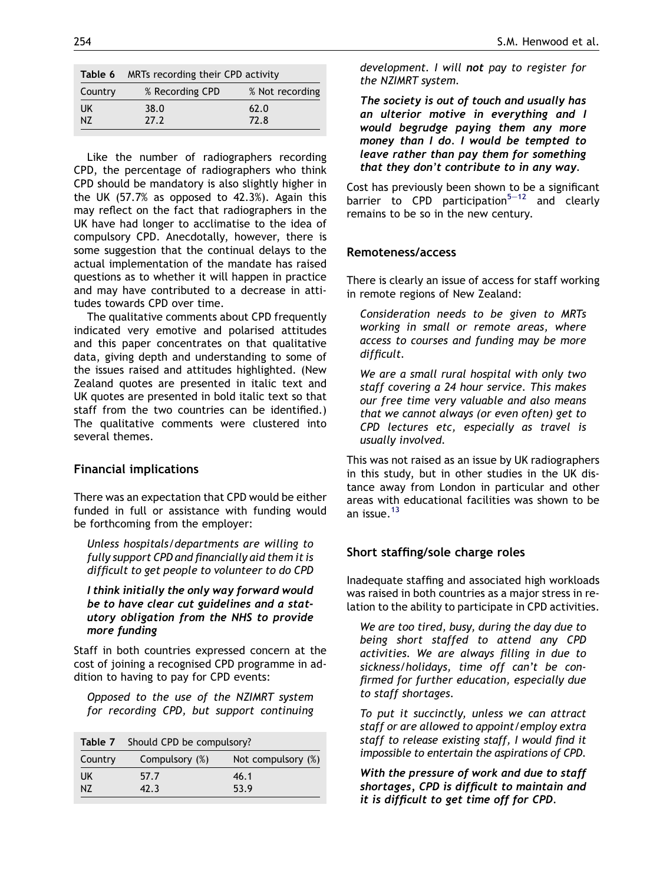**Table 6** MRTs recording their CPD activity

| Country | % Recording CPD | % Not recording |
|---|---|---|
| UK | 38.0 | 62.0 |
| NZ | 27.2 | 72.8 |

Like the number of radiographers recording CPD, the percentage of radiographers who think CPD should be mandatory is also slightly higher in the UK (57.7% as opposed to 42.3%). Again this may reflect on the fact that radiographers in the UK have had longer to acclimatise to the idea of compulsory CPD. Anecdotally, however, there is some suggestion that the continual delays to the actual implementation of the mandate has raised questions as to whether it will happen in practice and may have contributed to a decrease in attitudes towards CPD over time.

The qualitative comments about CPD frequently indicated very emotive and polarised attitudes and this paper concentrates on that qualitative data, giving depth and understanding to some of the issues raised and attitudes highlighted. (New Zealand quotes are presented in italic text and UK quotes are presented in bold italic text so that staff from the two countries can be identified.) The qualitative comments were clustered into several themes.

## Financial implications

There was an expectation that CPD would be either funded in full or assistance with funding would be forthcoming from the employer:

> *Unless hospitals/departments are willing to fully support CPD and financially aid them it is difficult to get people to volunteer to do CPD*

> ***I think initially the only way forward would be to have clear cut guidelines and a statutory obligation from the NHS to provide more funding***

Staff in both countries expressed concern at the cost of joining a recognised CPD programme in addition to having to pay for CPD events:

> *Opposed to the use of the NZIMRT system for recording CPD, but support continuing development. I will **not** pay to register for the NZIMRT system.*

> ***The society is out of touch and usually has an ulterior motive in everything and I would begrudge paying them any more money than I do. I would be tempted to leave rather than pay them for something that they don't contribute to in any way.***

Cost has previously been shown to be a significant barrier to CPD participation[5–12] and clearly remains to be so in the new century.

**Table 7** Should CPD be compulsory?

| Country | Compulsory (%) | Not compulsory (%) |
|---|---|---|
| UK | 57.7 | 46.1 |
| NZ | 42.3 | 53.9 |

## Remoteness/access

There is clearly an issue of access for staff working in remote regions of New Zealand:

> *Consideration needs to be given to MRTs working in small or remote areas, where access to courses and funding may be more difficult.*

> *We are a small rural hospital with only two staff covering a 24 hour service. This makes our free time very valuable and also means that we cannot always (or even often) get to CPD lectures etc, especially as travel is usually involved.*

This was not raised as an issue by UK radiographers in this study, but in other studies in the UK distance away from London in particular and other areas with educational facilities was shown to be an issue.[13]

## Short staffing/sole charge roles

Inadequate staffing and associated high workloads was raised in both countries as a major stress in relation to the ability to participate in CPD activities.

> *We are too tired, busy, during the day due to being short staffed to attend any CPD activities. We are always filling in due to sickness/holidays, time off can't be confirmed for further education, especially due to staff shortages.*

> *To put it succinctly, unless we can attract staff or are allowed to appoint/employ extra staff to release existing staff, I would find it impossible to entertain the aspirations of CPD.*

> ***With the pressure of work and due to staff shortages, CPD is difficult to maintain and it is difficult to get time off for CPD.***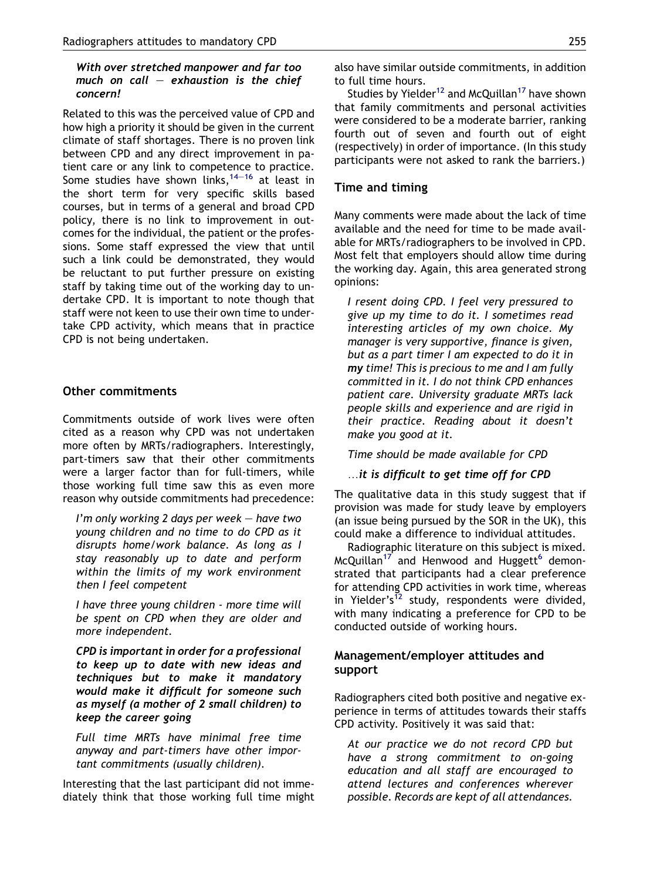***With over stretched manpower and far too much on call — exhaustion is the chief concern!***

Related to this was the perceived value of CPD and how high a priority it should be given in the current climate of staff shortages. There is no proven link between CPD and any direct improvement in patient care or any link to competence to practice. Some studies have shown links,[14—16] at least in the short term for very specific skills based courses, but in terms of a general and broad CPD policy, there is no link to improvement in outcomes for the individual, the patient or the professions. Some staff expressed the view that until such a link could be demonstrated, they would be reluctant to put further pressure on existing staff by taking time out of the working day to undertake CPD. It is important to note though that staff were not keen to use their own time to undertake CPD activity, which means that in practice CPD is not being undertaken.

## Other commitments

Commitments outside of work lives were often cited as a reason why CPD was not undertaken more often by MRTs/radiographers. Interestingly, part-timers saw that their other commitments were a larger factor than for full-timers, while those working full time saw this as even more reason why outside commitments had precedence:

> *I'm only working 2 days per week — have two young children and no time to do CPD as it disrupts home/work balance. As long as I stay reasonably up to date and perform within the limits of my work environment then I feel competent*
>
> *I have three young children - more time will be spent on CPD when they are older and more independent.*
>
> ***CPD is important in order for a professional to keep up to date with new ideas and techniques but to make it mandatory would make it difficult for someone such as myself (a mother of 2 small children) to keep the career going***
>
> *Full time MRTs have minimal free time anyway and part-timers have other important commitments (usually children).*

Interesting that the last participant did not immediately think that those working full time might also have similar outside commitments, in addition to full time hours.

Studies by Yielder[12] and McQuillan[17] have shown that family commitments and personal activities were considered to be a moderate barrier, ranking fourth out of seven and fourth out of eight (respectively) in order of importance. (In this study participants were not asked to rank the barriers.)

## Time and timing

Many comments were made about the lack of time available and the need for time to be made available for MRTs/radiographers to be involved in CPD. Most felt that employers should allow time during the working day. Again, this area generated strong opinions:

> *I resent doing CPD. I feel very pressured to give up my time to do it. I sometimes read interesting articles of my own choice. My manager is very supportive, finance is given, but as a part timer I am expected to do it in **my** time! This is precious to me and I am fully committed in it. I do not think CPD enhances patient care. University graduate MRTs lack people skills and experience and are rigid in their practice. Reading about it doesn't make you good at it.*
>
> *Time should be made available for CPD*
>
> *…**it is difficult to get time off for CPD***

The qualitative data in this study suggest that if provision was made for study leave by employers (an issue being pursued by the SOR in the UK), this could make a difference to individual attitudes.

Radiographic literature on this subject is mixed. McQuillan[17] and Henwood and Huggett[6] demonstrated that participants had a clear preference for attending CPD activities in work time, whereas in Yielder's[12] study, respondents were divided, with many indicating a preference for CPD to be conducted outside of working hours.

## Management/employer attitudes and support

Radiographers cited both positive and negative experience in terms of attitudes towards their staffs CPD activity. Positively it was said that:

> *At our practice we do not record CPD but have a strong commitment to on-going education and all staff are encouraged to attend lectures and conferences wherever possible. Records are kept of all attendances.*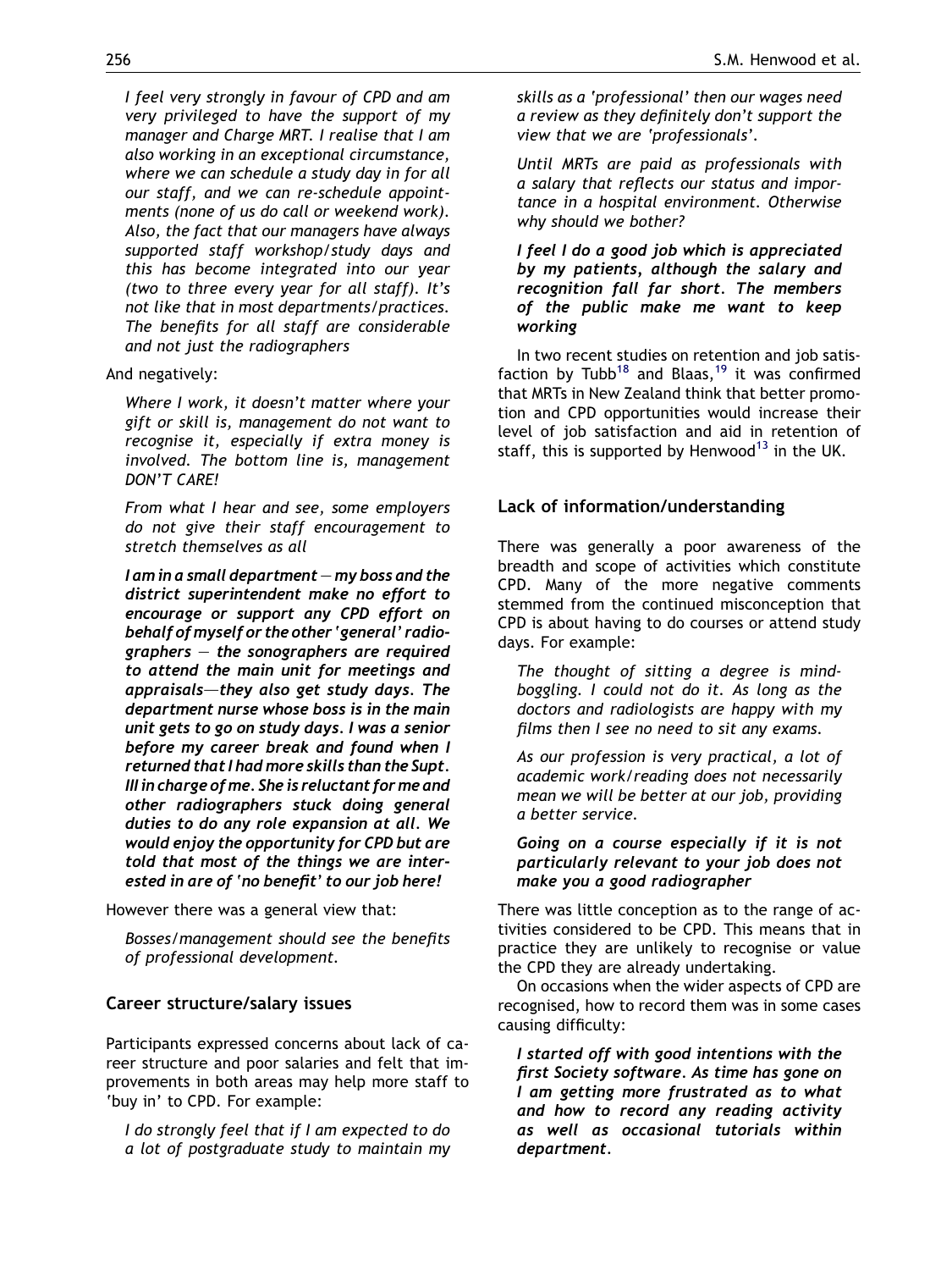*I feel very strongly in favour of CPD and am very privileged to have the support of my manager and Charge MRT. I realise that I am also working in an exceptional circumstance, where we can schedule a study day in for all our staff, and we can re-schedule appointments (none of us do call or weekend work). Also, the fact that our managers have always supported staff workshop/study days and this has become integrated into our year (two to three every year for all staff). It's not like that in most departments/practices. The benefits for all staff are considerable and not just the radiographers*

And negatively:

*Where I work, it doesn't matter where your gift or skill is, management do not want to recognise it, especially if extra money is involved. The bottom line is, management DON'T CARE!*

*From what I hear and see, some employers do not give their staff encouragement to stretch themselves as all*

***I am in a small department — my boss and the district superintendent make no effort to encourage or support any CPD effort on behalf of myself or the other 'general' radiographers — the sonographers are required to attend the main unit for meetings and appraisals—they also get study days. The department nurse whose boss is in the main unit gets to go on study days. I was a senior before my career break and found when I returned that I had more skills than the Supt. III in charge of me. She is reluctant for me and other radiographers stuck doing general duties to do any role expansion at all. We would enjoy the opportunity for CPD but are told that most of the things we are interested in are of 'no benefit' to our job here!***

However there was a general view that:

*Bosses/management should see the benefits of professional development.*

### Career structure/salary issues

Participants expressed concerns about lack of career structure and poor salaries and felt that improvements in both areas may help more staff to 'buy in' to CPD. For example:

*I do strongly feel that if I am expected to do a lot of postgraduate study to maintain my skills as a 'professional' then our wages need a review as they definitely don't support the view that we are 'professionals'.*

*Until MRTs are paid as professionals with a salary that reflects our status and importance in a hospital environment. Otherwise why should we bother?*

***I feel I do a good job which is appreciated by my patients, although the salary and recognition fall far short. The members of the public make me want to keep working***

In two recent studies on retention and job satisfaction by Tubb[18] and Blaas,[19] it was confirmed that MRTs in New Zealand think that better promotion and CPD opportunities would increase their level of job satisfaction and aid in retention of staff, this is supported by Henwood[13] in the UK.

### Lack of information/understanding

There was generally a poor awareness of the breadth and scope of activities which constitute CPD. Many of the more negative comments stemmed from the continued misconception that CPD is about having to do courses or attend study days. For example:

*The thought of sitting a degree is mind-boggling. I could not do it. As long as the doctors and radiologists are happy with my films then I see no need to sit any exams.*

*As our profession is very practical, a lot of academic work/reading does not necessarily mean we will be better at our job, providing a better service.*

***Going on a course especially if it is not particularly relevant to your job does not make you a good radiographer***

There was little conception as to the range of activities considered to be CPD. This means that in practice they are unlikely to recognise or value the CPD they are already undertaking.

On occasions when the wider aspects of CPD are recognised, how to record them was in some cases causing difficulty:

***I started off with good intentions with the first Society software. As time has gone on I am getting more frustrated as to what and how to record any reading activity as well as occasional tutorials within department.***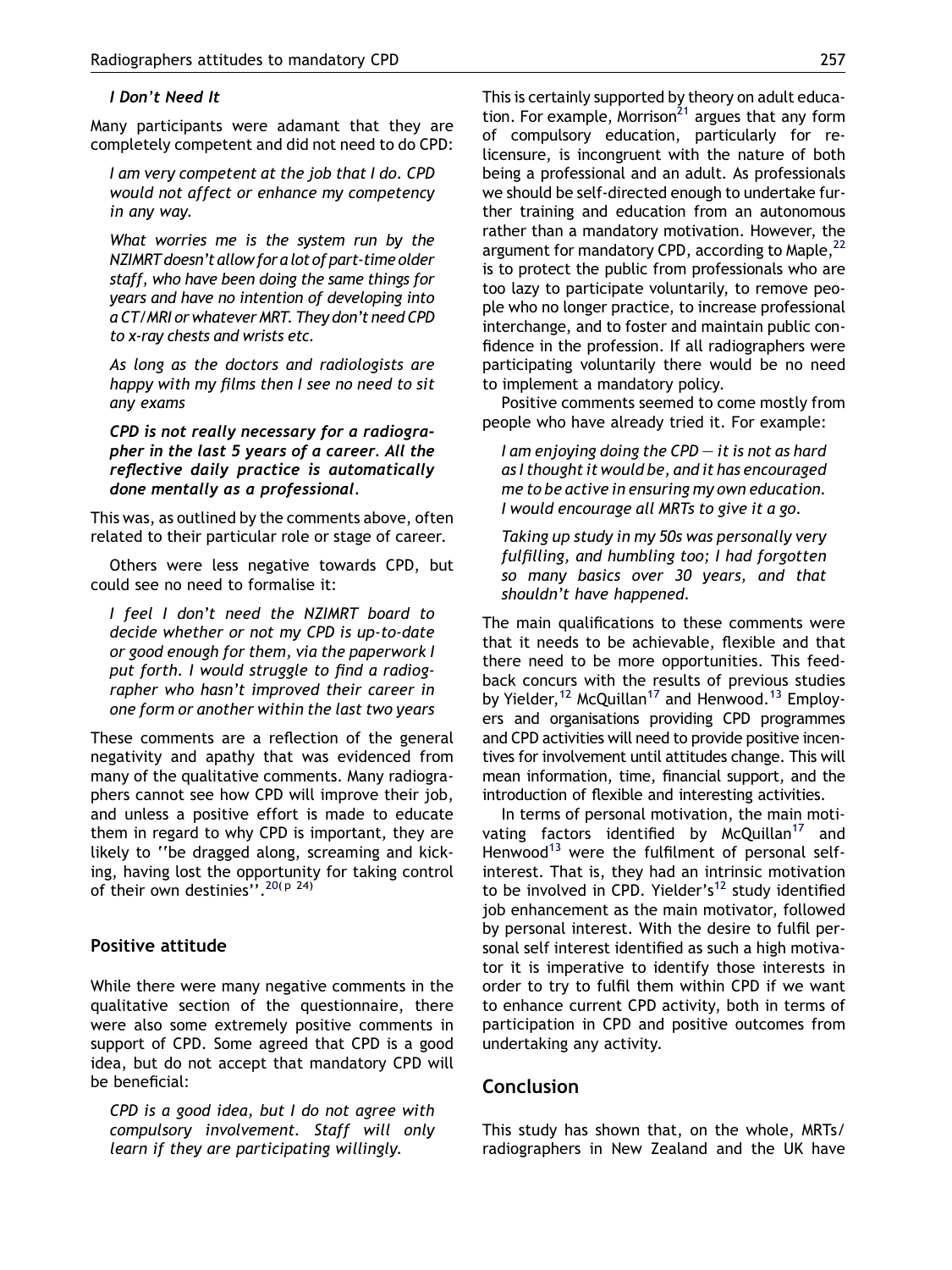*I Don't Need It*

Many participants were adamant that they are completely competent and did not need to do CPD:

> *I am very competent at the job that I do. CPD would not affect or enhance my competency in any way.*

> *What worries me is the system run by the NZIMRT doesn't allow for a lot of part-time older staff, who have been doing the same things for years and have no intention of developing into a CT/MRI or whatever MRT. They don't need CPD to x-ray chests and wrists etc.*

> *As long as the doctors and radiologists are happy with my films then I see no need to sit any exams*

> ***CPD is not really necessary for a radiographer in the last 5 years of a career. All the reflective daily practice is automatically done mentally as a professional.***

This was, as outlined by the comments above, often related to their particular role or stage of career.

Others were less negative towards CPD, but could see no need to formalise it:

> *I feel I don't need the NZIMRT board to decide whether or not my CPD is up-to-date or good enough for them, via the paperwork I put forth. I would struggle to find a radiographer who hasn't improved their career in one form or another within the last two years*

These comments are a reflection of the general negativity and apathy that was evidenced from many of the qualitative comments. Many radiographers cannot see how CPD will improve their job, and unless a positive effort is made to educate them in regard to why CPD is important, they are likely to ''be dragged along, screaming and kicking, having lost the opportunity for taking control of their own destinies''.[20(p 24)]

### Positive attitude

While there were many negative comments in the qualitative section of the questionnaire, there were also some extremely positive comments in support of CPD. Some agreed that CPD is a good idea, but do not accept that mandatory CPD will be beneficial:

> *CPD is a good idea, but I do not agree with compulsory involvement. Staff will only learn if they are participating willingly.*

This is certainly supported by theory on adult education. For example, Morrison[21] argues that any form of compulsory education, particularly for relicensure, is incongruent with the nature of both being a professional and an adult. As professionals we should be self-directed enough to undertake further training and education from an autonomous rather than a mandatory motivation. However, the argument for mandatory CPD, according to Maple,[22] is to protect the public from professionals who are too lazy to participate voluntarily, to remove people who no longer practice, to increase professional interchange, and to foster and maintain public confidence in the profession. If all radiographers were participating voluntarily there would be no need to implement a mandatory policy.

Positive comments seemed to come mostly from people who have already tried it. For example:

> *I am enjoying doing the CPD — it is not as hard as I thought it would be, and it has encouraged me to be active in ensuring my own education. I would encourage all MRTs to give it a go.*

> *Taking up study in my 50s was personally very fulfilling, and humbling too; I had forgotten so many basics over 30 years, and that shouldn't have happened.*

The main qualifications to these comments were that it needs to be achievable, flexible and that there need to be more opportunities. This feedback concurs with the results of previous studies by Yielder,[12] McQuillan[17] and Henwood.[13] Employers and organisations providing CPD programmes and CPD activities will need to provide positive incentives for involvement until attitudes change. This will mean information, time, financial support, and the introduction of flexible and interesting activities.

In terms of personal motivation, the main motivating factors identified by McQuillan[17] and Henwood[13] were the fulfilment of personal self-interest. That is, they had an intrinsic motivation to be involved in CPD. Yielder's[12] study identified job enhancement as the main motivator, followed by personal interest. With the desire to fulfil personal self interest identified as such a high motivator it is imperative to identify those interests in order to try to fulfil them within CPD if we want to enhance current CPD activity, both in terms of participation in CPD and positive outcomes from undertaking any activity.

## Conclusion

This study has shown that, on the whole, MRTs/radiographers in New Zealand and the UK have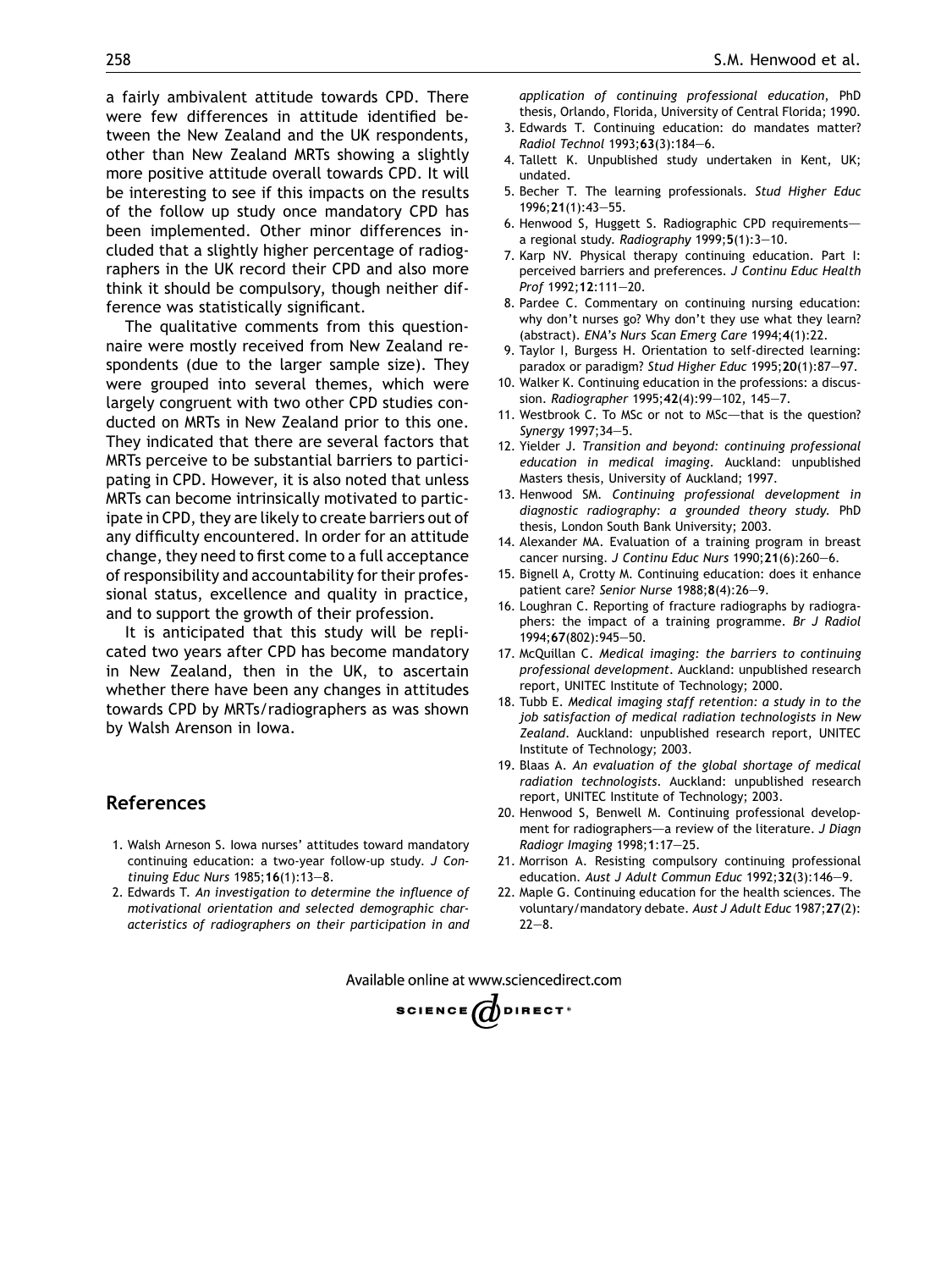a fairly ambivalent attitude towards CPD. There were few differences in attitude identified between the New Zealand and the UK respondents, other than New Zealand MRTs showing a slightly more positive attitude overall towards CPD. It will be interesting to see if this impacts on the results of the follow up study once mandatory CPD has been implemented. Other minor differences included that a slightly higher percentage of radiographers in the UK record their CPD and also more think it should be compulsory, though neither difference was statistically significant.

The qualitative comments from this questionnaire were mostly received from New Zealand respondents (due to the larger sample size). They were grouped into several themes, which were largely congruent with two other CPD studies conducted on MRTs in New Zealand prior to this one. They indicated that there are several factors that MRTs perceive to be substantial barriers to participating in CPD. However, it is also noted that unless MRTs can become intrinsically motivated to participate in CPD, they are likely to create barriers out of any difficulty encountered. In order for an attitude change, they need to first come to a full acceptance of responsibility and accountability for their professional status, excellence and quality in practice, and to support the growth of their profession.

It is anticipated that this study will be replicated two years after CPD has become mandatory in New Zealand, then in the UK, to ascertain whether there have been any changes in attitudes towards CPD by MRTs/radiographers as was shown by Walsh Arenson in Iowa.

## References

1. Walsh Arneson S. Iowa nurses' attitudes toward mandatory continuing education: a two-year follow-up study. *J Continuing Educ Nurs* 1985;**16**(1):13–8.
2. Edwards T. *An investigation to determine the influence of motivational orientation and selected demographic characteristics of radiographers on their participation in and application of continuing professional education*, PhD thesis, Orlando, Florida, University of Central Florida; 1990.
3. Edwards T. Continuing education: do mandates matter? *Radiol Technol* 1993;**63**(3):184–6.
4. Tallett K. Unpublished study undertaken in Kent, UK; undated.
5. Becher T. The learning professionals. *Stud Higher Educ* 1996;**21**(1):43–55.
6. Henwood S, Huggett S. Radiographic CPD requirements—a regional study. *Radiography* 1999;**5**(1):3–10.
7. Karp NV. Physical therapy continuing education. Part I: perceived barriers and preferences. *J Continu Educ Health Prof* 1992;**12**:111–20.
8. Pardee C. Commentary on continuing nursing education: why don't nurses go? Why don't they use what they learn? (abstract). *ENA's Nurs Scan Emerg Care* 1994;**4**(1):22.
9. Taylor I, Burgess H. Orientation to self-directed learning: paradox or paradigm? *Stud Higher Educ* 1995;**20**(1):87–97.
10. Walker K. Continuing education in the professions: a discussion. *Radiographer* 1995;**42**(4):99–102, 145–7.
11. Westbrook C. To MSc or not to MSc—that is the question? *Synergy* 1997;34–5.
12. Yielder J. *Transition and beyond: continuing professional education in medical imaging*. Auckland: unpublished Masters thesis, University of Auckland; 1997.
13. Henwood SM. *Continuing professional development in diagnostic radiography: a grounded theory study.* PhD thesis, London South Bank University; 2003.
14. Alexander MA. Evaluation of a training program in breast cancer nursing. *J Continu Educ Nurs* 1990;**21**(6):260–6.
15. Bignell A, Crotty M. Continuing education: does it enhance patient care? *Senior Nurse* 1988;**8**(4):26–9.
16. Loughran C. Reporting of fracture radiographs by radiographers: the impact of a training programme. *Br J Radiol* 1994;**67**(802):945–50.
17. McQuillan C. *Medical imaging: the barriers to continuing professional development*. Auckland: unpublished research report, UNITEC Institute of Technology; 2000.
18. Tubb E. *Medical imaging staff retention: a study in to the job satisfaction of medical radiation technologists in New Zealand*. Auckland: unpublished research report, UNITEC Institute of Technology; 2003.
19. Blaas A. *An evaluation of the global shortage of medical radiation technologists*. Auckland: unpublished research report, UNITEC Institute of Technology; 2003.
20. Henwood S, Benwell M. Continuing professional development for radiographers—a review of the literature. *J Diagn Radiogr Imaging* 1998;**1**:17–25.
21. Morrison A. Resisting compulsory continuing professional education. *Aust J Adult Commun Educ* 1992;**32**(3):146–9.
22. Maple G. Continuing education for the health sciences. The voluntary/mandatory debate. *Aust J Adult Educ* 1987;**27**(2): 22–8.

Available online at www.sciencedirect.com